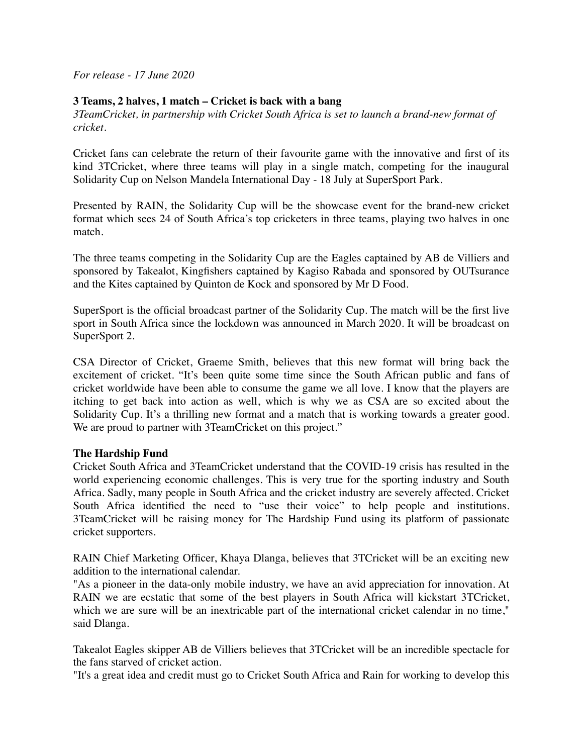*For release - 17 June 2020*

**3 Teams, 2 halves, 1 match – Cricket is back with a bang**

*3TeamCricket, in partnership with Cricket South Africa is set to launch a brand-new format of cricket.*

Cricket fans can celebrate the return of their favourite game with the innovative and first of its kind 3TCricket, where three teams will play in a single match, competing for the inaugural Solidarity Cup on Nelson Mandela International Day - 18 July at SuperSport Park.

Presented by RAIN, the Solidarity Cup will be the showcase event for the brand-new cricket format which sees 24 of South Africa's top cricketers in three teams, playing two halves in one match.

The three teams competing in the Solidarity Cup are the Eagles captained by AB de Villiers and sponsored by Takealot, Kingfishers captained by Kagiso Rabada and sponsored by OUTsurance and the Kites captained by Quinton de Kock and sponsored by Mr D Food.

SuperSport is the official broadcast partner of the Solidarity Cup. The match will be the first live sport in South Africa since the lockdown was announced in March 2020. It will be broadcast on SuperSport 2.

CSA Director of Cricket, Graeme Smith, believes that this new format will bring back the excitement of cricket. "It's been quite some time since the South African public and fans of cricket worldwide have been able to consume the game we all love. I know that the players are itching to get back into action as well, which is why we as CSA are so excited about the Solidarity Cup. It's a thrilling new format and a match that is working towards a greater good. We are proud to partner with 3TeamCricket on this project."

**The Hardship Fund**

Cricket South Africa and 3TeamCricket understand that the COVID-19 crisis has resulted in the world experiencing economic challenges. This is very true for the sporting industry and South Africa. Sadly, many people in South Africa and the cricket industry are severely affected. Cricket South Africa identified the need to "use their voice" to help people and institutions. 3TeamCricket will be raising money for The Hardship Fund using its platform of passionate cricket supporters.

RAIN Chief Marketing Officer, Khaya Dlanga, believes that 3TCricket will be an exciting new addition to the international calendar.

"As a pioneer in the data-only mobile industry, we have an avid appreciation for innovation. At RAIN we are ecstatic that some of the best players in South Africa will kickstart 3TCricket, which we are sure will be an inextricable part of the international cricket calendar in no time," said Dlanga.

Takealot Eagles skipper AB de Villiers believes that 3TCricket will be an incredible spectacle for the fans starved of cricket action.

"It's a great idea and credit must go to Cricket South Africa and Rain for working to develop this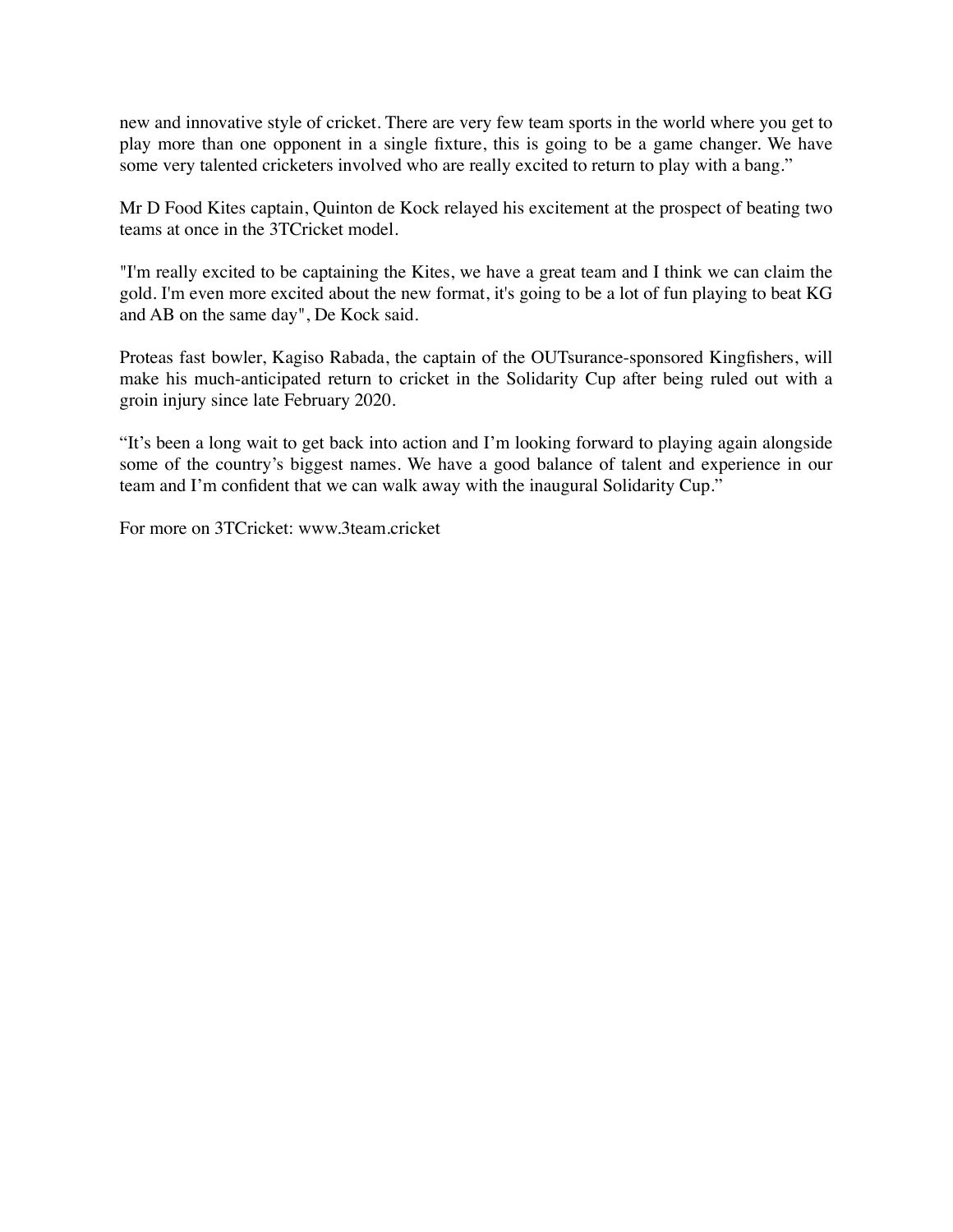new and innovative style of cricket. There are very few team sports in the world where you get to play more than one opponent in a single fixture, this is going to be a game changer. We have some very talented cricketers involved who are really excited to return to play with a bang."

Mr D Food Kites captain, Quinton de Kock relayed his excitement at the prospect of beating two teams at once in the 3TCricket model.

"I'm really excited to be captaining the Kites, we have a great team and I think we can claim the gold. I'm even more excited about the new format, it's going to be a lot of fun playing to beat KG and AB on the same day", De Kock said.

Proteas fast bowler, Kagiso Rabada, the captain of the OUTsurance-sponsored Kingfishers, will make his much-anticipated return to cricket in the Solidarity Cup after being ruled out with a groin injury since late February 2020.

"It's been a long wait to get back into action and I'm looking forward to playing again alongside some of the country's biggest names. We have a good balance of talent and experience in our team and I'm confident that we can walk away with the inaugural Solidarity Cup."

For more on 3TCricket: www.3team.cricket